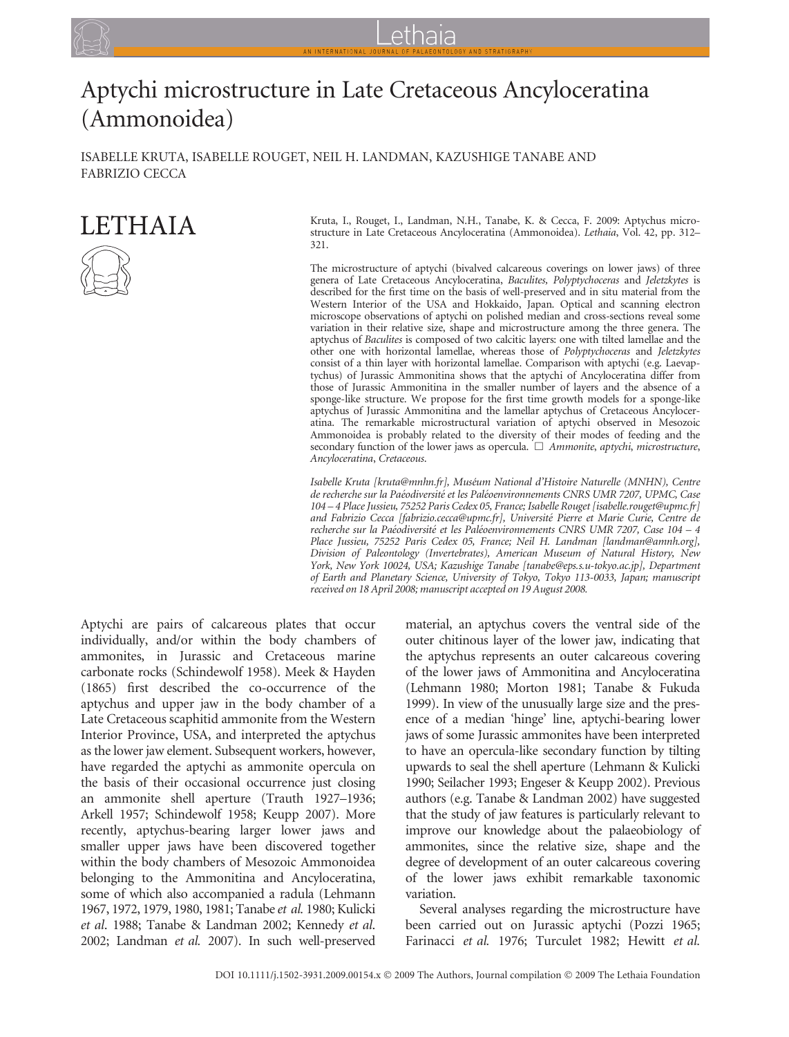# Aptychi microstructure in Late Cretaceous Ancyloceratina (Ammonoidea)

ISABELLE KRUTA, ISABELLE ROUGET, NEIL H. LANDMAN, KAZUSHIGE TANABE AND FABRIZIO CECCA

Kruta, I., Rouget, I., Landman, N.H., Tanabe, K. & Cecca, F. 2009: Aptychus microstructure in Late Cretaceous Ancyloceratina (Ammonoidea). *Lethaia*, Vol. 42, pp. 312–321.

The microstructure of aptychi (bivalved calcareous coverings on lower jaws) of three genera of Late Cretaceous Ancyloceratina, *Baculites*, *Polyptychoceras* and *Jeletzkytes* is described for the first time on the basis of well-preserved and in situ material from the Western Interior of the USA and Hokkaido, Japan. Optical and scanning electron microscope observations of aptychi on polished median and cross-sections reveal some variation in their relative size, shape and microstructure among the three genera. The aptychus of *Baculites* is composed of two calcitic layers: one with tilted lamellae and the other one with horizontal lamellae, whereas those of *Polyptychoceras* and *Jeletzkytes* consist of a thin layer with horizontal lamellae. Comparison with aptychi (e.g. Laevaptychus) of Jurassic Ammonitina shows that the aptychi of Ancyloceratina differ from those of Jurassic Ammonitina in the smaller number of layers and the absence of a sponge-like structure. We propose for the first time growth models for a sponge-like aptychus of Jurassic Ammonitina and the lamellar aptychus of Cretaceous Ancyloceratina. The remarkable microstructural variation of aptychi observed in Mesozoic Ammonoidea is probably related to the diversity of their modes of feeding and the secondary function of the lower jaws as opercula. □ *Ammonite*, *aptychi*, *microstructure*, *Ancyloceratina*, *Cretaceous*.

*Isabelle Kruta [kruta@mnhn.fr], Muséum National d'Histoire Naturelle (MNHN), Centre de recherche sur la Paéodiversité et les Paléoenvironnements CNRS UMR 7207, UPMC, Case 104 – 4 Place Jussieu, 75252 Paris Cedex 05, France; Isabelle Rouget [isabelle.rouget@upmc.fr] and Fabrizio Cecca [fabrizio.cecca@upmc.fr], Université Pierre et Marie Curie, Centre de recherche sur la Paéodiversité et les Paléoenvironnements CNRS UMR 7207, Case 104 – 4 Place Jussieu, 75252 Paris Cedex 05, France; Neil H. Landman [landman@amnh.org], Division of Paleontology (Invertebrates), American Museum of Natural History, New York, New York 10024, USA; Kazushige Tanabe [tanabe@eps.s.u-tokyo.ac.jp], Department of Earth and Planetary Science, University of Tokyo, Tokyo 113-0033, Japan; manuscript received on 18 April 2008; manuscript accepted on 19 August 2008.*

Aptychi are pairs of calcareous plates that occur individually, and/or within the body chambers of ammonites, in Jurassic and Cretaceous marine carbonate rocks (Schindewolf 1958). Meek & Hayden (1865) first described the co-occurrence of the aptychus and upper jaw in the body chamber of a Late Cretaceous scaphitid ammonite from the Western Interior Province, USA, and interpreted the aptychus as the lower jaw element. Subsequent workers, however, have regarded the aptychi as ammonite opercula on the basis of their occasional occurrence just closing an ammonite shell aperture (Trauth 1927–1936; Arkell 1957; Schindewolf 1958; Keupp 2007). More recently, aptychus-bearing larger lower jaws and smaller upper jaws have been discovered together within the body chambers of Mesozoic Ammonoidea belonging to the Ammonitina and Ancyloceratina, some of which also accompanied a radula (Lehmann 1967, 1972, 1979, 1980, 1981; Tanabe *et al.* 1980; Kulicki *et al.* 1988; Tanabe & Landman 2002; Kennedy *et al.* 2002; Landman *et al.* 2007). In such well-preserved material, an aptychus covers the ventral side of the outer chitinous layer of the lower jaw, indicating that the aptychus represents an outer calcareous covering of the lower jaws of Ammonitina and Ancyloceratina (Lehmann 1980; Morton 1981; Tanabe & Fukuda 1999). In view of the unusually large size and the presence of a median 'hinge' line, aptychi-bearing lower jaws of some Jurassic ammonites have been interpreted to have an opercula-like secondary function by tilting upwards to seal the shell aperture (Lehmann & Kulicki 1990; Seilacher 1993; Engeser & Keupp 2002). Previous authors (e.g. Tanabe & Landman 2002) have suggested that the study of jaw features is particularly relevant to improve our knowledge about the palaeobiology of ammonites, since the relative size, shape and the degree of development of an outer calcareous covering of the lower jaws exhibit remarkable taxonomic variation.

Several analyses regarding the microstructure have been carried out on Jurassic aptychi (Pozzi 1965; Farinacci *et al.* 1976; Turculet 1982; Hewitt *et al.*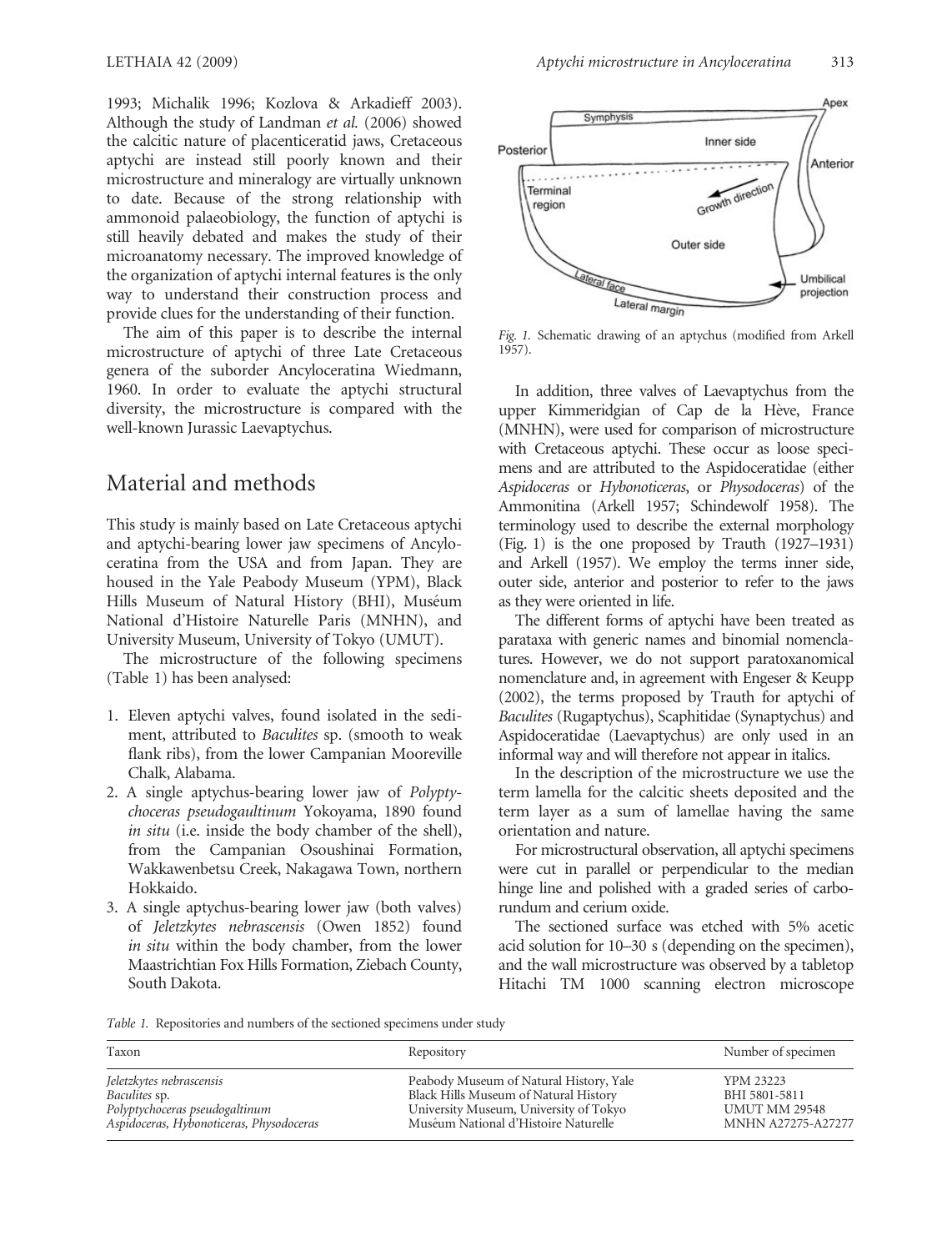1993; Michalik 1996; Kozlova & Arkadieff 2003). Although the study of Landman *et al.* (2006) showed the calcitic nature of placenticeratid jaws, Cretaceous aptychi are instead still poorly known and their microstructure and mineralogy are virtually unknown to date. Because of the strong relationship with ammonoid palaeobiology, the function of aptychi is still heavily debated and makes the study of their microanatomy necessary. The improved knowledge of the organization of aptychi internal features is the only way to understand their construction process and provide clues for the understanding of their function.

The aim of this paper is to describe the internal microstructure of aptychi of three Late Cretaceous genera of the suborder Ancyloceratina Wiedmann, 1960. In order to evaluate the aptychi structural diversity, the microstructure is compared with the well-known Jurassic Laevaptychus.

## Material and methods

This study is mainly based on Late Cretaceous aptychi and aptychi-bearing lower jaw specimens of Ancyloceratina from the USA and from Japan. They are housed in the Yale Peabody Museum (YPM), Black Hills Museum of Natural History (BHI), Muséum National d'Histoire Naturelle Paris (MNHN), and University Museum, University of Tokyo (UMUT).

The microstructure of the following specimens (Table 1) has been analysed:

1. Eleven aptychi valves, found isolated in the sediment, attributed to *Baculites* sp. (smooth to weak flank ribs), from the lower Campanian Mooreville Chalk, Alabama.
2. A single aptychus-bearing lower jaw of *Polyptychoceras pseudogaultinum* Yokoyama, 1890 found *in situ* (i.e. inside the body chamber of the shell), from the Campanian Osoushinai Formation, Wakkawenbetsu Creek, Nakagawa Town, northern Hokkaido.
3. A single aptychus-bearing lower jaw (both valves) of *Jeletzkytes nebrascensis* (Owen 1852) found *in situ* within the body chamber, from the lower Maastrichtian Fox Hills Formation, Ziebach County, South Dakota.

Apex
Symphysis
Inner side
Posterior
Anterior
Terminal region
Growth direction
Outer side
Lateral face
Umbilical projection
Lateral margin

*Fig. 1.* Schematic drawing of an aptychus (modified from Arkell 1957).

In addition, three valves of Laevaptychus from the upper Kimmeridgian of Cap de la Hève, France (MNHN), were used for comparison of microstructure with Cretaceous aptychi. These occur as loose specimens and are attributed to the Aspidoceratidae (either *Aspidoceras* or *Hybonoticeras*, or *Physodoceras*) of the Ammonitina (Arkell 1957; Schindewolf 1958). The terminology used to describe the external morphology (Fig. 1) is the one proposed by Trauth (1927–1931) and Arkell (1957). We employ the terms inner side, outer side, anterior and posterior to refer to the jaws as they were oriented in life.

The different forms of aptychi have been treated as parataxa with generic names and binomial nomenclatures. However, we do not support paratoxanomical nomenclature and, in agreement with Engeser & Keupp (2002), the terms proposed by Trauth for aptychi of *Baculites* (Rugaptychus), Scaphitidae (Synaptychus) and Aspidoceratidae (Laevaptychus) are only used in an informal way and will therefore not appear in italics.

In the description of the microstructure we use the term lamella for the calcitic sheets deposited and the term layer as a sum of lamellae having the same orientation and nature.

For microstructural observation, all aptychi specimens were cut in parallel or perpendicular to the median hinge line and polished with a graded series of carborundum and cerium oxide.

The sectioned surface was etched with 5% acetic acid solution for 10–30 s (depending on the specimen), and the wall microstructure was observed by a tabletop Hitachi TM 1000 scanning electron microscope

*Table 1.* Repositories and numbers of the sectioned specimens under study

| Taxon | Repository | Number of specimen |
|---|---|---|
| *Jeletzkytes nebrascensis* | Peabody Museum of Natural History, Yale | YPM 23223 |
| *Baculites* sp. | Black Hills Museum of Natural History | BHI 5801-5811 |
| *Polyptychoceras pseudogaltinum* | University Museum, University of Tokyo | UMUT MM 29548 |
| *Aspidoceras, Hybonoticeras, Physodoceras* | Muséum National d'Histoire Naturelle | MNHN A27275-A27277 |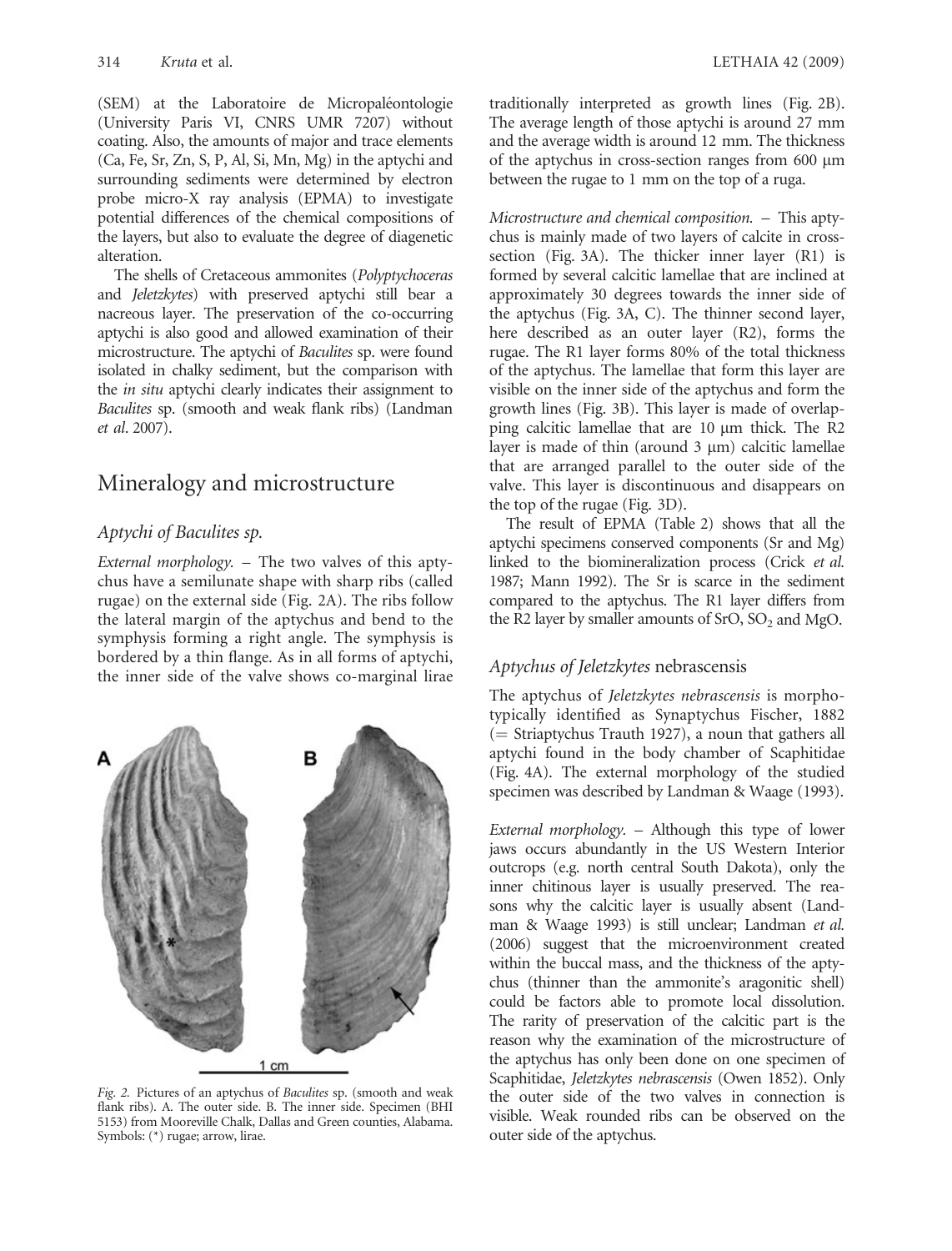(SEM) at the Laboratoire de Micropaléontologie (University Paris VI, CNRS UMR 7207) without coating. Also, the amounts of major and trace elements (Ca, Fe, Sr, Zn, S, P, Al, Si, Mn, Mg) in the aptychi and surrounding sediments were determined by electron probe micro-X ray analysis (EPMA) to investigate potential differences of the chemical compositions of the layers, but also to evaluate the degree of diagenetic alteration.

The shells of Cretaceous ammonites (*Polyptychoceras* and *Jeletzkytes*) with preserved aptychi still bear a nacreous layer. The preservation of the co-occurring aptychi is also good and allowed examination of their microstructure. The aptychi of *Baculites* sp. were found isolated in chalky sediment, but the comparison with the *in situ* aptychi clearly indicates their assignment to *Baculites* sp. (smooth and weak flank ribs) (Landman *et al*. 2007).

## Mineralogy and microstructure

### Aptychi of *Baculites* sp.

*External morphology.* – The two valves of this aptychus have a semilunate shape with sharp ribs (called rugae) on the external side (Fig. 2A). The ribs follow the lateral margin of the aptychus and bend to the symphysis forming a right angle. The symphysis is bordered by a thin flange. As in all forms of aptychi, the inner side of the valve shows co-marginal lirae traditionally interpreted as growth lines (Fig. 2B). The average length of those aptychi is around 27 mm and the average width is around 12 mm. The thickness of the aptychus in cross-section ranges from 600 μm between the rugae to 1 mm on the top of a ruga.

*Fig. 2.* Pictures of an aptychus of *Baculites* sp. (smooth and weak flank ribs). A. The outer side. B. The inner side. Specimen (BHI 5153) from Mooreville Chalk, Dallas and Green counties, Alabama. Symbols: (*) rugae; arrow, lirae.

*Microstructure and chemical composition.* – This aptychus is mainly made of two layers of calcite in cross-section (Fig. 3A). The thicker inner layer (R1) is formed by several calcitic lamellae that are inclined at approximately 30 degrees towards the inner side of the aptychus (Fig. 3A, C). The thinner second layer, here described as an outer layer (R2), forms the rugae. The R1 layer forms 80% of the total thickness of the aptychus. The lamellae that form this layer are visible on the inner side of the aptychus and form the growth lines (Fig. 3B). This layer is made of overlapping calcitic lamellae that are 10 μm thick. The R2 layer is made of thin (around 3 μm) calcitic lamellae that are arranged parallel to the outer side of the valve. This layer is discontinuous and disappears on the top of the rugae (Fig. 3D).

The result of EPMA (Table 2) shows that all the aptychi specimens conserved components (Sr and Mg) linked to the biomineralization process (Crick *et al*. 1987; Mann 1992). The Sr is scarce in the sediment compared to the aptychus. The R1 layer differs from the R2 layer by smaller amounts of SrO, $SO_2$ and MgO.

### Aptychus of *Jeletzkytes* nebrascensis

The aptychus of *Jeletzkytes nebrascensis* is morphotypically identified as Synaptychus Fischer, 1882 (= Striaptychus Trauth 1927), a noun that gathers all aptychi found in the body chamber of Scaphitidae (Fig. 4A). The external morphology of the studied specimen was described by Landman & Waage (1993).

*External morphology.* – Although this type of lower jaws occurs abundantly in the US Western Interior outcrops (e.g. north central South Dakota), only the inner chitinous layer is usually preserved. The reasons why the calcitic layer is usually absent (Landman & Waage 1993) is still unclear; Landman *et al*. (2006) suggest that the microenvironment created within the buccal mass, and the thickness of the aptychus (thinner than the ammonite's aragonitic shell) could be factors able to promote local dissolution. The rarity of preservation of the calcitic part is the reason why the examination of the microstructure of the aptychus has only been done on one specimen of Scaphitidae, *Jeletzkytes nebrascensis* (Owen 1852). Only the outer side of the two valves in connection is visible. Weak rounded ribs can be observed on the outer side of the aptychus.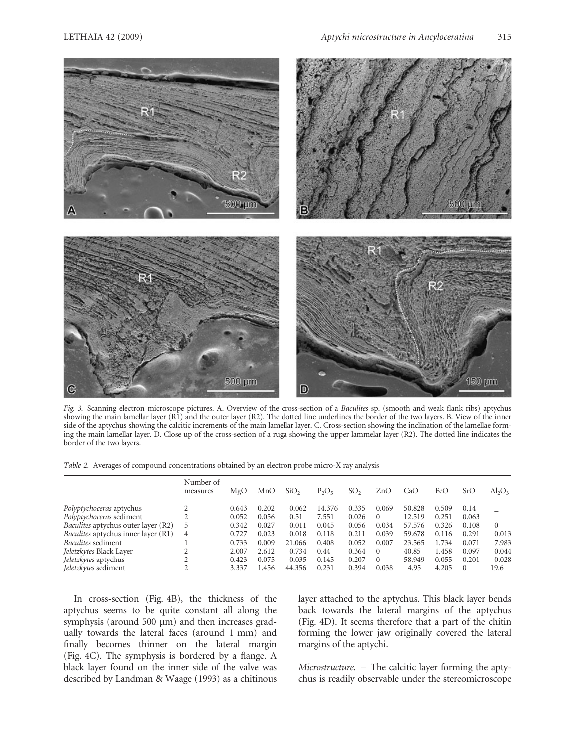*Fig. 3.* Scanning electron microscope pictures. A. Overview of the cross-section of a *Baculites* sp. (smooth and weak flank ribs) aptychus showing the main lamellar layer (R1) and the outer layer (R2). The dotted line underlines the border of the two layers. B. View of the inner side of the aptychus showing the calcitic increments of the main lamellar layer. C. Cross-section showing the inclination of the lamellae forming the main lamellar layer. D. Close up of the cross-section of a ruga showing the upper lammelar layer (R2). The dotted line indicates the border of the two layers.

*Table 2.* Averages of compound concentrations obtained by an electron probe micro-X ray analysis

| | Number of measures | MgO | MnO | $SiO_2$ | $P_2O_5$ | $SO_2$ | ZnO | CaO | FeO | SrO | $Al_2O_3$ |
|---|---|---|---|---|---|---|---|---|---|---|---|
| *Polyptychoceras* aptychus | 2 | 0.643 | 0.202 | 0.062 | 14.376 | 0.335 | 0.069 | 50.828 | 0.509 | 0.14 | _ |
| *Polyptychoceras* sediment | 2 | 0.052 | 0.056 | 0.51 | 7.551 | 0.026 | 0 | 12.519 | 0.251 | 0.063 | _ |
| *Baculites* aptychus outer layer (R2) | 5 | 0.342 | 0.027 | 0.011 | 0.045 | 0.056 | 0.034 | 57.576 | 0.326 | 0.108 | 0 |
| *Baculites* aptychus inner layer (R1) | 4 | 0.727 | 0.023 | 0.018 | 0.118 | 0.211 | 0.039 | 59.678 | 0.116 | 0.291 | 0.013 |
| *Baculites* sediment | 1 | 0.733 | 0.009 | 21.066 | 0.408 | 0.052 | 0.007 | 23.565 | 1.734 | 0.071 | 7.983 |
| *Jeletzkytes* Black Layer | 2 | 2.007 | 2.612 | 0.734 | 0.44 | 0.364 | 0 | 40.85 | 1.458 | 0.097 | 0.044 |
| *Jeletzkytes* aptychus | 2 | 0.423 | 0.075 | 0.035 | 0.145 | 0.207 | 0 | 58.949 | 0.055 | 0.201 | 0.028 |
| *Jeletzkytes* sediment | 2 | 3.337 | 1.456 | 44.356 | 0.231 | 0.394 | 0.038 | 4.95 | 4.205 | 0 | 19.6 |

In cross-section (Fig. 4B), the thickness of the aptychus seems to be quite constant all along the symphysis (around 500 μm) and then increases gradually towards the lateral faces (around 1 mm) and finally becomes thinner on the lateral margin (Fig. 4C). The symphysis is bordered by a flange. A black layer found on the inner side of the valve was described by Landman & Waage (1993) as a chitinous layer attached to the aptychus. This black layer bends back towards the lateral margins of the aptychus (Fig. 4D). It seems therefore that a part of the chitin forming the lower jaw originally covered the lateral margins of the aptychi.

*Microstructure.* – The calcitic layer forming the aptychus is readily observable under the stereomicroscope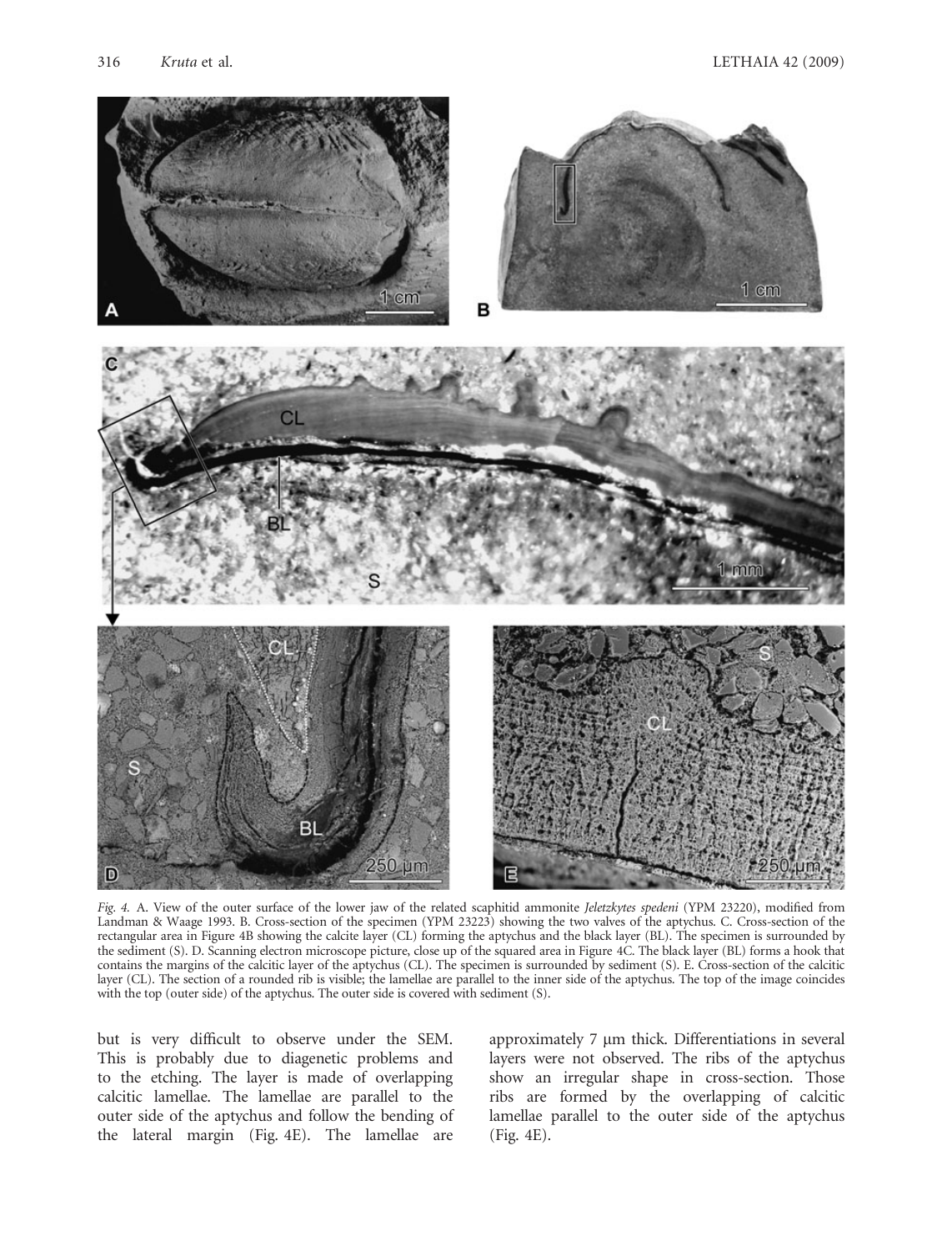*Fig. 4.* A. View of the outer surface of the lower jaw of the related scaphitid ammonite *Jeletzkytes spedeni* (YPM 23220), modified from Landman & Waage 1993. B. Cross-section of the specimen (YPM 23223) showing the two valves of the aptychus. C. Cross-section of the rectangular area in Figure 4B showing the calcite layer (CL) forming the aptychus and the black layer (BL). The specimen is surrounded by the sediment (S). D. Scanning electron microscope picture, close up of the squared area in Figure 4C. The black layer (BL) forms a hook that contains the margins of the calcitic layer of the aptychus (CL). The specimen is surrounded by sediment (S). E. Cross-section of the calcitic layer (CL). The section of a rounded rib is visible; the lamellae are parallel to the inner side of the aptychus. The top of the image coincides with the top (outer side) of the aptychus. The outer side is covered with sediment (S).

but is very difficult to observe under the SEM. This is probably due to diagenetic problems and to the etching. The layer is made of overlapping calcitic lamellae. The lamellae are parallel to the outer side of the aptychus and follow the bending of the lateral margin (Fig. 4E). The lamellae are approximately 7 μm thick. Differentiations in several layers were not observed. The ribs of the aptychus show an irregular shape in cross-section. Those ribs are formed by the overlapping of calcitic lamellae parallel to the outer side of the aptychus (Fig. 4E).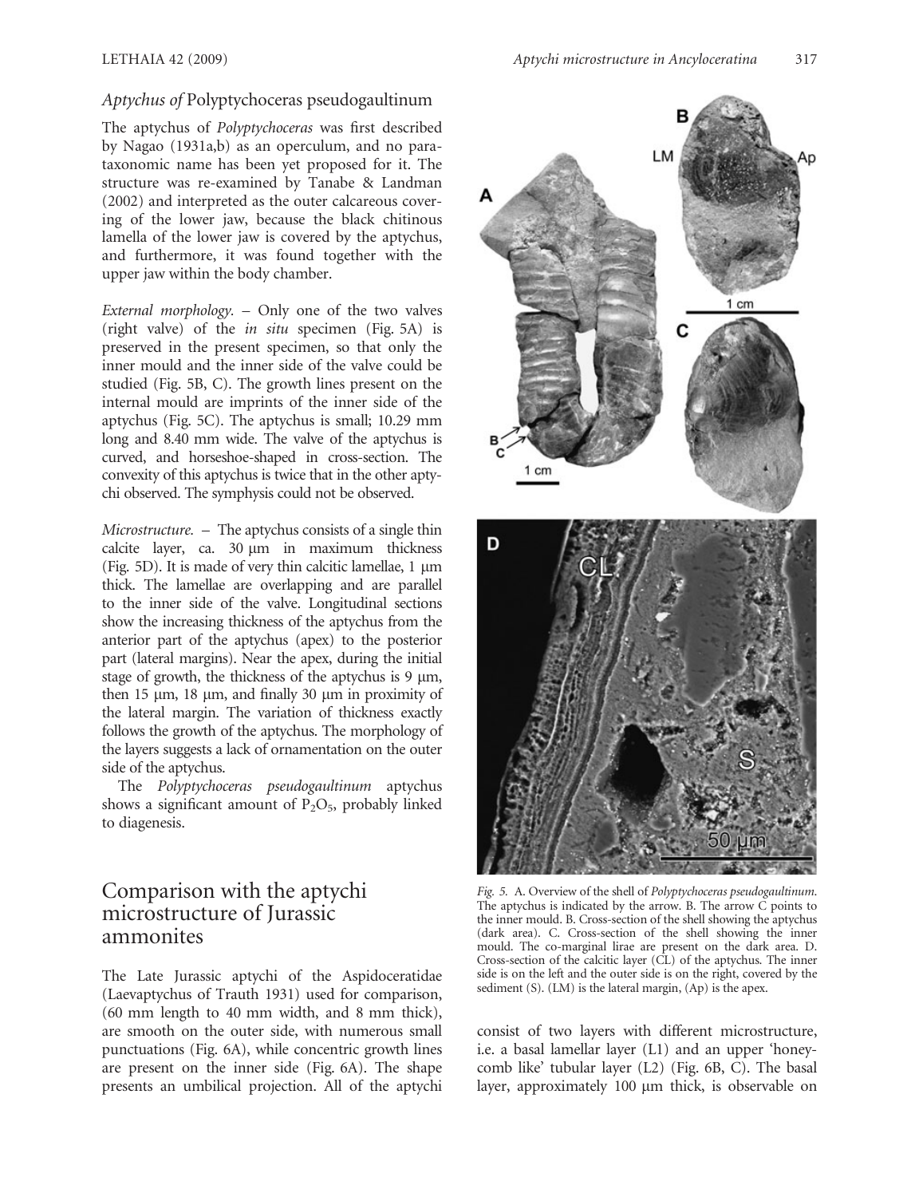*Aptychus of* Polyptychoceras pseudogaultinum

The aptychus of *Polyptychoceras* was first described by Nagao (1931a,b) as an operculum, and no parataxonomic name has been yet proposed for it. The structure was re-examined by Tanabe & Landman (2002) and interpreted as the outer calcareous covering of the lower jaw, because the black chitinous lamella of the lower jaw is covered by the aptychus, and furthermore, it was found together with the upper jaw within the body chamber.

*External morphology.* – Only one of the two valves (right valve) of the *in situ* specimen (Fig. 5A) is preserved in the present specimen, so that only the inner mould and the inner side of the valve could be studied (Fig. 5B, C). The growth lines present on the internal mould are imprints of the inner side of the aptychus (Fig. 5C). The aptychus is small; 10.29 mm long and 8.40 mm wide. The valve of the aptychus is curved, and horseshoe-shaped in cross-section. The convexity of this aptychus is twice that in the other aptychi observed. The symphysis could not be observed.

*Microstructure.* – The aptychus consists of a single thin calcite layer, ca. 30 μm in maximum thickness (Fig. 5D). It is made of very thin calcitic lamellae, 1 μm thick. The lamellae are overlapping and are parallel to the inner side of the valve. Longitudinal sections show the increasing thickness of the aptychus from the anterior part of the aptychus (apex) to the posterior part (lateral margins). Near the apex, during the initial stage of growth, the thickness of the aptychus is 9 μm, then 15 μm, 18 μm, and finally 30 μm in proximity of the lateral margin. The variation of thickness exactly follows the growth of the aptychus. The morphology of the layers suggests a lack of ornamentation on the outer side of the aptychus.

The *Polyptychoceras pseudogaultinum* aptychus shows a significant amount of $P_2O_5$, probably linked to diagenesis.

## Comparison with the aptychi microstructure of Jurassic ammonites

The Late Jurassic aptychi of the Aspidoceratidae (Laevaptychus of Trauth 1931) used for comparison, (60 mm length to 40 mm width, and 8 mm thick), are smooth on the outer side, with numerous small punctuations (Fig. 6A), while concentric growth lines are present on the inner side (Fig. 6A). The shape presents an umbilical projection. All of the aptychi consist of two layers with different microstructure, i.e. a basal lamellar layer (L1) and an upper 'honeycomb like' tubular layer (L2) (Fig. 6B, C). The basal layer, approximately 100 μm thick, is observable on

*Fig. 5.* A. Overview of the shell of *Polyptychoceras pseudogaultinum*. The aptychus is indicated by the arrow. B. The arrow C points to the inner mould. B. Cross-section of the shell showing the aptychus (dark area). C. Cross-section of the shell showing the inner mould. The co-marginal lirae are present on the dark area. D. Cross-section of the calcitic layer (CL) of the aptychus. The inner side is on the left and the outer side is on the right, covered by the sediment (S). (LM) is the lateral margin, (Ap) is the apex.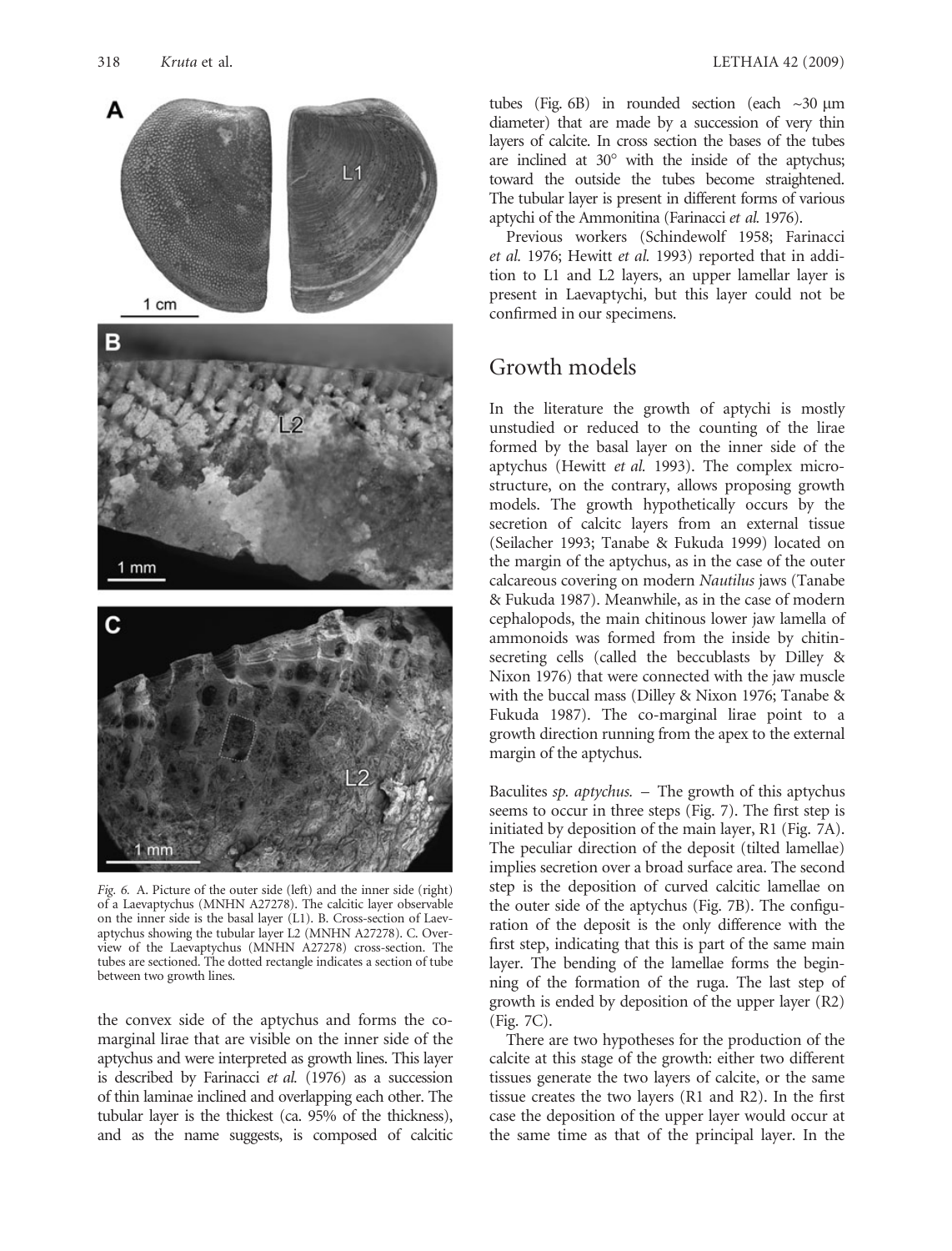Fig. 6. A. Picture of the outer side (left) and the inner side (right) of a Laevaptychus (MNHN A27278). The calcitic layer observable on the inner side is the basal layer (L1). B. Cross-section of Laevaptychus showing the tubular layer L2 (MNHN A27278). C. Overview of the Laevaptychus (MNHN A27278) cross-section. The tubes are sectioned. The dotted rectangle indicates a section of tube between two growth lines.

the convex side of the aptychus and forms the co-marginal lirae that are visible on the inner side of the aptychus and were interpreted as growth lines. This layer is described by Farinacci *et al.* (1976) as a succession of thin laminae inclined and overlapping each other. The tubular layer is the thickest (ca. 95% of the thickness), and as the name suggests, is composed of calcitic tubes (Fig. 6B) in rounded section (each ~30 μm diameter) that are made by a succession of very thin layers of calcite. In cross section the bases of the tubes are inclined at 30° with the inside of the aptychus; toward the outside the tubes become straightened. The tubular layer is present in different forms of various aptychi of the Ammonitina (Farinacci *et al.* 1976).

Previous workers (Schindewolf 1958; Farinacci *et al.* 1976; Hewitt *et al.* 1993) reported that in addition to L1 and L2 layers, an upper lamellar layer is present in Laevaptychi, but this layer could not be confirmed in our specimens.

## Growth models

In the literature the growth of aptychi is mostly unstudied or reduced to the counting of the lirae formed by the basal layer on the inner side of the aptychus (Hewitt *et al.* 1993). The complex microstructure, on the contrary, allows proposing growth models. The growth hypothetically occurs by the secretion of calcitc layers from an external tissue (Seilacher 1993; Tanabe & Fukuda 1999) located on the margin of the aptychus, as in the case of the outer calcareous covering on modern *Nautilus* jaws (Tanabe & Fukuda 1987). Meanwhile, as in the case of modern cephalopods, the main chitinous lower jaw lamella of ammonoids was formed from the inside by chitin-secreting cells (called the beccublasts by Dilley & Nixon 1976) that were connected with the jaw muscle with the buccal mass (Dilley & Nixon 1976; Tanabe & Fukuda 1987). The co-marginal lirae point to a growth direction running from the apex to the external margin of the aptychus.

Baculites *sp. aptychus.* – The growth of this aptychus seems to occur in three steps (Fig. 7). The first step is initiated by deposition of the main layer, R1 (Fig. 7A). The peculiar direction of the deposit (tilted lamellae) implies secretion over a broad surface area. The second step is the deposition of curved calcitic lamellae on the outer side of the aptychus (Fig. 7B). The configuration of the deposit is the only difference with the first step, indicating that this is part of the same main layer. The bending of the lamellae forms the beginning of the formation of the ruga. The last step of growth is ended by deposition of the upper layer (R2) (Fig. 7C).

There are two hypotheses for the production of the calcite at this stage of the growth: either two different tissues generate the two layers of calcite, or the same tissue creates the two layers (R1 and R2). In the first case the deposition of the upper layer would occur at the same time as that of the principal layer. In the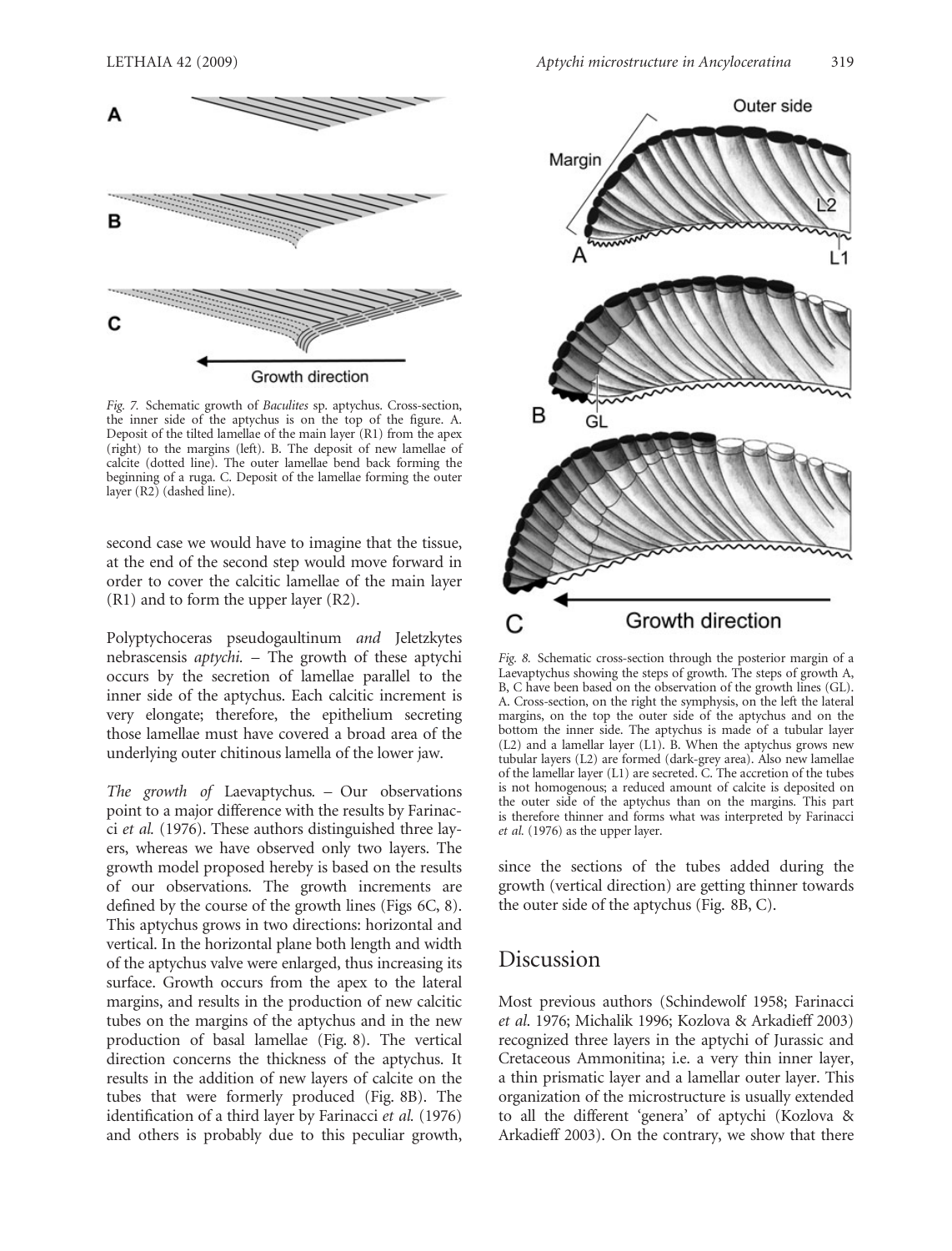*Fig. 7.* Schematic growth of *Baculites* sp. aptychus. Cross-section, the inner side of the aptychus is on the top of the figure. A. Deposit of the tilted lamellae of the main layer (R1) from the apex (right) to the margins (left). B. The deposit of new lamellae of calcite (dotted line). The outer lamellae bend back forming the beginning of a ruga. C. Deposit of the lamellae forming the outer layer (R2) (dashed line).

second case we would have to imagine that the tissue, at the end of the second step would move forward in order to cover the calcitic lamellae of the main layer (R1) and to form the upper layer (R2).

*Polyptychoceras pseudogaultinum and Jeletzkytes nebrascensis aptychi.* – The growth of these aptychi occurs by the secretion of lamellae parallel to the inner side of the aptychus. Each calcitic increment is very elongate; therefore, the epithelium secreting those lamellae must have covered a broad area of the underlying outer chitinous lamella of the lower jaw.

*The growth of Laevaptychus.* – Our observations point to a major difference with the results by Farinacci *et al.* (1976). These authors distinguished three layers, whereas we have observed only two layers. The growth model proposed hereby is based on the results of our observations. The growth increments are defined by the course of the growth lines (Figs 6C, 8). This aptychus grows in two directions: horizontal and vertical. In the horizontal plane both length and width of the aptychus valve were enlarged, thus increasing its surface. Growth occurs from the apex to the lateral margins, and results in the production of new calcitic tubes on the margins of the aptychus and in the new production of basal lamellae (Fig. 8). The vertical direction concerns the thickness of the aptychus. It results in the addition of new layers of calcite on the tubes that were formerly produced (Fig. 8B). The identification of a third layer by Farinacci *et al.* (1976) and others is probably due to this peculiar growth, since the sections of the tubes added during the growth (vertical direction) are getting thinner towards the outer side of the aptychus (Fig. 8B, C).

*Fig. 8.* Schematic cross-section through the posterior margin of a Laevaptychus showing the steps of growth. The steps of growth A, B, C have been based on the observation of the growth lines (GL). A. Cross-section, on the right the symphysis, on the left the lateral margins, on the top the outer side of the aptychus and on the bottom the inner side. The aptychus is made of a tubular layer (L2) and a lamellar layer (L1). B. When the aptychus grows new tubular layers (L2) are formed (dark-grey area). Also new lamellae of the lamellar layer (L1) are secreted. C. The accretion of the tubes is not homogenous; a reduced amount of calcite is deposited on the outer side of the aptychus than on the margins. This part is therefore thinner and forms what was interpreted by Farinacci *et al.* (1976) as the upper layer.

## Discussion

Most previous authors (Schindewolf 1958; Farinacci *et al.* 1976; Michalík 1996; Kozlova & Arkadieff 2003) recognized three layers in the aptychi of Jurassic and Cretaceous Ammonitina; i.e. a very thin inner layer, a thin prismatic layer and a lamellar outer layer. This organization of the microstructure is usually extended to all the different 'genera' of aptychi (Kozlova & Arkadieff 2003). On the contrary, we show that there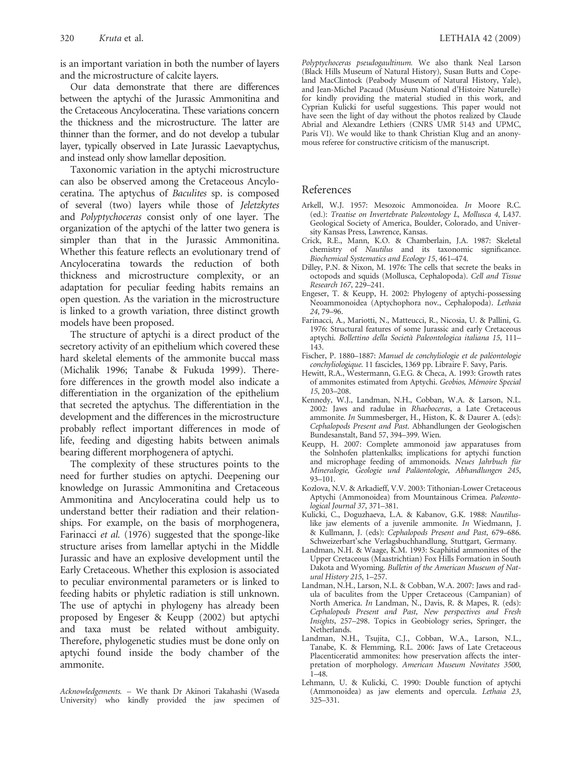is an important variation in both the number of layers and the microstructure of calcite layers.

Our data demonstrate that there are differences between the aptychi of the Jurassic Ammonitina and the Cretaceous Ancyloceratina. These variations concern the thickness and the microstructure. The latter are thinner than the former, and do not develop a tubular layer, typically observed in Late Jurassic Laevaptychus, and instead only show lamellar deposition.

Taxonomic variation in the aptychi microstructure can also be observed among the Cretaceous Ancyloceratina. The aptychus of *Baculites* sp. is composed of several (two) layers while those of *Jeletzkytes* and *Polyptychoceras* consist only of one layer. The organization of the aptychi of the latter two genera is simpler than that in the Jurassic Ammonitina. Whether this feature reflects an evolutionary trend of Ancyloceratina towards the reduction of both thickness and microstructure complexity, or an adaptation for peculiar feeding habits remains an open question. As the variation in the microstructure is linked to a growth variation, three distinct growth models have been proposed.

The structure of aptychi is a direct product of the secretory activity of an epithelium which covered these hard skeletal elements of the ammonite buccal mass (Michalik 1996; Tanabe & Fukuda 1999). Therefore differences in the growth model also indicate a differentiation in the organization of the epithelium that secreted the aptychus. The differentiation in the development and the differences in the microstructure probably reflect important differences in mode of life, feeding and digesting habits between animals bearing different morphogenera of aptychi.

The complexity of these structures points to the need for further studies on aptychi. Deepening our knowledge on Jurassic Ammonitina and Cretaceous Ammonitina and Ancyloceratina could help us to understand better their radiation and their relationships. For example, on the basis of morphogenera, Farinacci *et al.* (1976) suggested that the sponge-like structure arises from lamellar aptychi in the Middle Jurassic and have an explosive development until the Early Cretaceous. Whether this explosion is associated to peculiar environmental parameters or is linked to feeding habits or phyletic radiation is still unknown. The use of aptychi in phylogeny has already been proposed by Engeser & Keupp (2002) but aptychi and taxa must be related without ambiguity. Therefore, phylogenetic studies must be done only on aptychi found inside the body chamber of the ammonite.

*Acknowledgements.* – We thank Dr Akinori Takahashi (Waseda University) who kindly provided the jaw specimen of *Polyptychoceras pseudogaultinum*. We also thank Neal Larson (Black Hills Museum of Natural History), Susan Butts and Copeland MacClintock (Peabody Museum of Natural History, Yale), and Jean-Michel Pacaud (Muséum National d'Histoire Naturelle) for kindly providing the material studied in this work, and Cyprian Kulicki for useful suggestions. This paper would not have seen the light of day without the photos realized by Claude Abrial and Alexandre Lethiers (CNRS UMR 5143 and UPMC, Paris VI). We would like to thank Christian Klug and an anonymous referee for constructive criticism of the manuscript.

## References

Arkell, W.J. 1957: Mesozoic Ammonoidea. *In* Moore R.C. (ed.): *Treatise on Invertebrate Paleontology L, Mollusca 4*, L437. Geological Society of America, Boulder, Colorado, and University Kansas Press, Lawrence, Kansas.

Crick, R.E., Mann, K.O. & Chamberlain, J.A. 1987: Skeletal chemistry of *Nautilus* and its taxonomic significance. *Biochemical Systematics and Ecology 15*, 461–474.

Dilley, P.N. & Nixon, M. 1976: The cells that secrete the beaks in octopods and squids (Mollusca, Cephalopoda). *Cell and Tissue Research 167*, 229–241.

Engeser, T. & Keupp, H. 2002: Phylogeny of aptychi-possessing Neoammonoidea (Aptychophora nov., Cephalopoda). *Lethaia 24*, 79–96.

Farinacci, A., Mariotti, N., Matteucci, R., Nicosia, U. & Pallini, G. 1976: Structural features of some Jurassic and early Cretaceous aptychi. *Bollettino della Società Paleontologica italiana 15*, 111–143.

Fischer, P. 1880–1887: *Manuel de conchyliologie et de paléontologie conchyliologique*. 11 fascicles, 1369 pp. Libraire F. Savy, Paris.

Hewitt, R.A., Westermann, G.E.G. & Checa, A. 1993: Growth rates of ammonites estimated from Aptychi. *Geobios, Mémoire Special 15*, 203–208.

Kennedy, W.J., Landman, N.H., Cobban, W.A. & Larson, N.L. 2002: Jaws and radulae in *Rhaeboceras*, a Late Cretaceous ammonite. *In* Summesberger, H., Histon, K. & Daurer A. (eds): *Cephalopods Present and Past*. Abhandlungen der Geologischen Bundesanstalt, Band 57, 394–399. Wien.

Keupp, H. 2007: Complete ammonoid jaw apparatuses from the Solnhofen plattenkalks; implications for aptychi function and microphage feeding of ammonoids. *Neues Jahrbuch für Mineralogie, Geologie und Paläontologie, Abhandlungen 245*, 93–101.

Kozlova, N.V. & Arkadieff, V.V. 2003: Tithonian-Lower Cretaceous Aptychi (Ammonoidea) from Mountainous Crimea. *Paleontological Journal 37*, 371–381.

Kulicki, C., Doguzhaeva, L.A. & Kabanov, G.K. 1988: *Nautilus*-like jaw elements of a juvenile ammonite. *In* Wiedmann, J. & Kullmann, J. (eds): *Cephalopods Present and Past*, 679–686. Schweizerbart'sche Verlagsbuchhandlung, Stuttgart, Germany.

Landman, N.H. & Waage, K.M. 1993: Scaphitid ammonites of the Upper Cretaceous (Maastrichtian) Fox Hills Formation in South Dakota and Wyoming. *Bulletin of the American Museum of Natural History 215*, 1–257.

Landman, N.H., Larson, N.L. & Cobban, W.A. 2007: Jaws and radula of baculites from the Upper Cretaceous (Campanian) of North America. *In* Landman, N., Davis, R. & Mapes, R. (eds): *Cephalopods Present and Past, New perspectives and Fresh Insights*, 257–298. Topics in Geobiology series, Springer, the Netherlands.

Landman, N.H., Tsujita, C.J., Cobban, W.A., Larson, N.L., Tanabe, K. & Flemming, R.L. 2006: Jaws of Late Cretaceous Placenticeratid ammonites: how preservation affects the interpretation of morphology. *American Museum Novitates 3500*, 1–48.

Lehmann, U. & Kulicki, C. 1990: Double function of aptychi (Ammonoidea) as jaw elements and opercula. *Lethaia 23*, 325–331.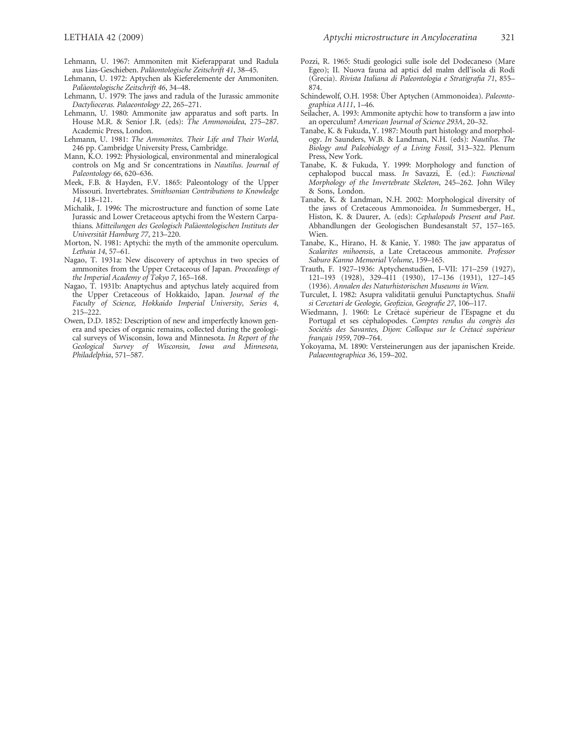Lehmann, U. 1967: Ammoniten mit Kieferapparat und Radula aus Lias-Geschieben. *Paläontologische Zeitschrift 41*, 38–45.

Lehmann, U. 1972: Aptychen als Kieferelemente der Ammoniten. *Paläontologische Zeitschrift 46*, 34–48.

Lehmann, U. 1979: The jaws and radula of the Jurassic ammonite *Dactylioceras*. *Palaeontology 22*, 265–271.

Lehmann, U. 1980: Ammonite jaw apparatus and soft parts. In House M.R. & Senior J.R. (eds): *The Ammonoidea*, 275–287. Academic Press, London.

Lehmann, U. 1981: *The Ammonites. Their Life and Their World*, 246 pp. Cambridge University Press, Cambridge.

Mann, K.O. 1992: Physiological, environmental and mineralogical controls on Mg and Sr concentrations in *Nautilus*. *Journal of Paleontology 66*, 620–636.

Meek, F.B. & Hayden, F.V. 1865: Paleontology of the Upper Missouri. Invertebrates. *Smithsonian Contributions to Knowledge 14*, 118–121.

Michalik, J. 1996: The microstructure and function of some Late Jurassic and Lower Cretaceous aptychi from the Western Carpathians. *Mitteilungen des Geologisch Paläontologischen Instituts der Universität Hamburg 77*, 213–220.

Morton, N. 1981: Aptychi: the myth of the ammonite operculum. *Lethaia 14*, 57–61.

Nagao, T. 1931a: New discovery of aptychus in two species of ammonites from the Upper Cretaceous of Japan. *Proceedings of the Imperial Academy of Tokyo 7*, 165–168.

Nagao, T. 1931b: Anaptychus and aptychus lately acquired from the Upper Cretaceous of Hokkaido, Japan. *Journal of the Faculty of Science, Hokkaido Imperial University, Series 4*, 215–222.

Owen, D.D. 1852: Description of new and imperfectly known genera and species of organic remains, collected during the geological surveys of Wisconsin, Iowa and Minnesota. *In Report of the Geological Survey of Wisconsin, Iowa and Minnesota, Philadelphia*, 571–587.

Pozzi, R. 1965: Studi geologici sulle isole del Dodecaneso (Mare Egeo); II. Nuova fauna ad aptici del malm dell'isola di Rodi (Grecia). *Rivista Italiana di Paleontologia e Stratigrafia 71*, 855–874.

Schindewolf, O.H. 1958: Über Aptychen (Ammonoidea). *Paleontographica A111*, 1–46.

Seilacher, A. 1993: Ammonite aptychi: how to transform a jaw into an operculum? *American Journal of Science 293A*, 20–32.

Tanabe, K. & Fukuda, Y. 1987: Mouth part histology and morphology. *In* Saunders, W.B. & Landman, N.H. (eds): *Nautilus. The Biology and Paleobiology of a Living Fossil*, 313–322. Plenum Press, New York.

Tanabe, K. & Fukuda, Y. 1999: Morphology and function of cephalopod buccal mass. *In* Savazzi, E. (ed.): *Functional Morphology of the Invertebrate Skeleton*, 245–262. John Wiley & Sons, London.

Tanabe, K. & Landman, N.H. 2002: Morphological diversity of the jaws of Cretaceous Ammonoidea. *In* Summesberger, H., Histon, K. & Daurer, A. (eds): *Cephalopods Present and Past*. Abhandlungen der Geologischen Bundesanstalt 57, 157–165. Wien.

Tanabe, K., Hirano, H. & Kanie, Y. 1980: The jaw apparatus of *Scalarites mihoensis*, a Late Cretaceous ammonite. *Professor Saburo Kanno Memorial Volume*, 159–165.

Trauth, F. 1927–1936: Aptychenstudien, I–VII: 171–259 (1927), 121–193 (1928), 329–411 (1930), 17–136 (1931), 127–145 (1936). *Annalen des Naturhistorischen Museums in Wien*.

Turculet, I. 1982: Asupra validitatii genului Punctaptychus. *Studii si Cercetari de Geologie, Geofizica, Geografie 27*, 106–117.

Wiedmann, J. 1960: Le Crétacé supérieur de l'Espagne et du Portugal et ses céphalopodes. *Comptes rendus du congrès des Sociétés des Savantes, Dijon: Colloque sur le Crétacé supérieur français 1959*, 709–764.

Yokoyama, M. 1890: Versteinerungen aus der japanischen Kreide. *Palaeontographica 36*, 159–202.